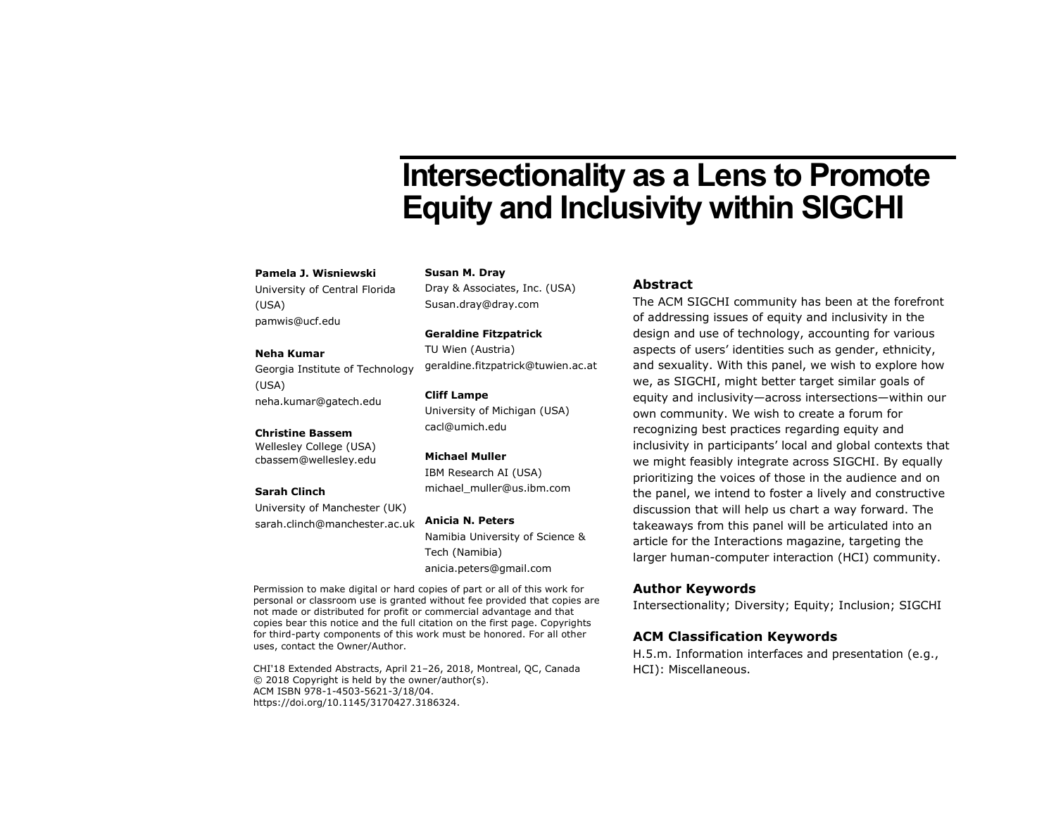# Intersectionality as a Lens to Promote Equity and Inclusivity within SIGCHI

**Pamela J. Wisniewski**
University of Central Florida (USA)
pamwis@ucf.edu

**Neha Kumar**
Georgia Institute of Technology (USA)
neha.kumar@gatech.edu

**Christine Bassem**
Wellesley College (USA)
cbassem@wellesley.edu

**Sarah Clinch**
University of Manchester (UK)
sarah.clinch@manchester.ac.uk

**Susan M. Dray**
Dray & Associates, Inc. (USA)
Susan.dray@dray.com

**Geraldine Fitzpatrick**
TU Wien (Austria)
geraldine.fitzpatrick@tuwien.ac.at

**Cliff Lampe**
University of Michigan (USA)
cacl@umich.edu

**Michael Muller**
IBM Research AI (USA)
michael_muller@us.ibm.com

**Anicia N. Peters**
Namibia University of Science & Tech (Namibia)
anicia.peters@gmail.com

Permission to make digital or hard copies of part or all of this work for personal or classroom use is granted without fee provided that copies are not made or distributed for profit or commercial advantage and that copies bear this notice and the full citation on the first page. Copyrights for third-party components of this work must be honored. For all other uses, contact the Owner/Author.

CHI'18 Extended Abstracts, April 21–26, 2018, Montreal, QC, Canada
© 2018 Copyright is held by the owner/author(s).
ACM ISBN 978-1-4503-5621-3/18/04.
https://doi.org/10.1145/3170427.3186324.

## Abstract

The ACM SIGCHI community has been at the forefront of addressing issues of equity and inclusivity in the design and use of technology, accounting for various aspects of users' identities such as gender, ethnicity, and sexuality. With this panel, we wish to explore how we, as SIGCHI, might better target similar goals of equity and inclusivity—across intersections—within our own community. We wish to create a forum for recognizing best practices regarding equity and inclusivity in participants' local and global contexts that we might feasibly integrate across SIGCHI. By equally prioritizing the voices of those in the audience and on the panel, we intend to foster a lively and constructive discussion that will help us chart a way forward. The takeaways from this panel will be articulated into an article for the Interactions magazine, targeting the larger human-computer interaction (HCI) community.

## Author Keywords

Intersectionality; Diversity; Equity; Inclusion; SIGCHI

## ACM Classification Keywords

H.5.m. Information interfaces and presentation (e.g., HCI): Miscellaneous.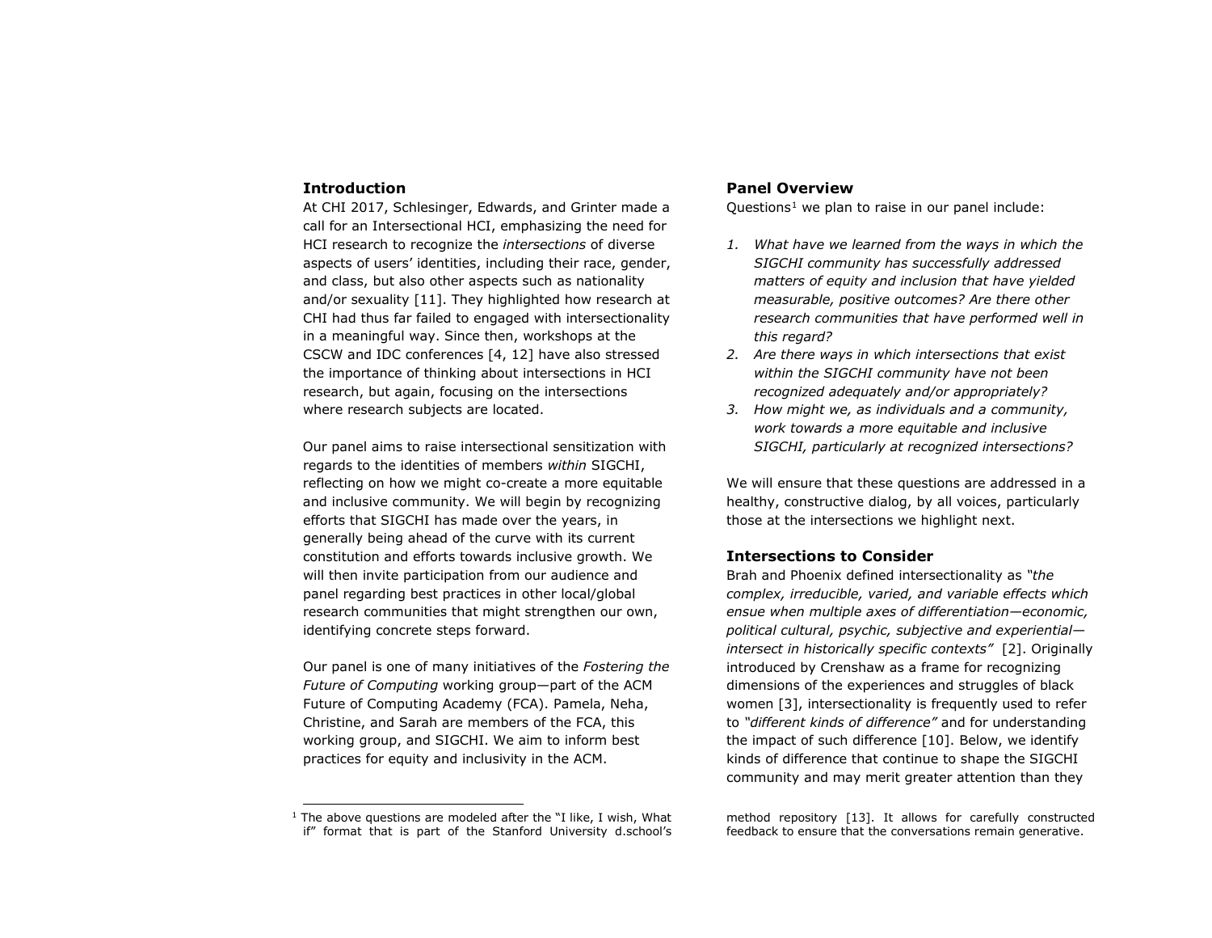## Introduction

At CHI 2017, Schlesinger, Edwards, and Grinter made a call for an Intersectional HCI, emphasizing the need for HCI research to recognize the *intersections* of diverse aspects of users' identities, including their race, gender, and class, but also other aspects such as nationality and/or sexuality [11]. They highlighted how research at CHI had thus far failed to engaged with intersectionality in a meaningful way. Since then, workshops at the CSCW and IDC conferences [4, 12] have also stressed the importance of thinking about intersections in HCI research, but again, focusing on the intersections where research subjects are located.

Our panel aims to raise intersectional sensitization with regards to the identities of members *within* SIGCHI, reflecting on how we might co-create a more equitable and inclusive community. We will begin by recognizing efforts that SIGCHI has made over the years, in generally being ahead of the curve with its current constitution and efforts towards inclusive growth. We will then invite participation from our audience and panel regarding best practices in other local/global research communities that might strengthen our own, identifying concrete steps forward.

Our panel is one of many initiatives of the *Fostering the Future of Computing* working group—part of the ACM Future of Computing Academy (FCA). Pamela, Neha, Christine, and Sarah are members of the FCA, this working group, and SIGCHI. We aim to inform best practices for equity and inclusivity in the ACM.

## Panel Overview

Questions[1] we plan to raise in our panel include:

1. *What have we learned from the ways in which the SIGCHI community has successfully addressed matters of equity and inclusion that have yielded measurable, positive outcomes? Are there other research communities that have performed well in this regard?*
2. *Are there ways in which intersections that exist within the SIGCHI community have not been recognized adequately and/or appropriately?*
3. *How might we, as individuals and a community, work towards a more equitable and inclusive SIGCHI, particularly at recognized intersections?*

We will ensure that these questions are addressed in a healthy, constructive dialog, by all voices, particularly those at the intersections we highlight next.

## Intersections to Consider

Brah and Phoenix defined intersectionality as *"the complex, irreducible, varied, and variable effects which ensue when multiple axes of differentiation—economic, political cultural, psychic, subjective and experiential—intersect in historically specific contexts"* [2]. Originally introduced by Crenshaw as a frame for recognizing dimensions of the experiences and struggles of black women [3], intersectionality is frequently used to refer to *"different kinds of difference"* and for understanding the impact of such difference [10]. Below, we identify kinds of difference that continue to shape the SIGCHI community and may merit greater attention than they

[1] The above questions are modeled after the "I like, I wish, What if" format that is part of the Stanford University d.school's method repository [13]. It allows for carefully constructed feedback to ensure that the conversations remain generative.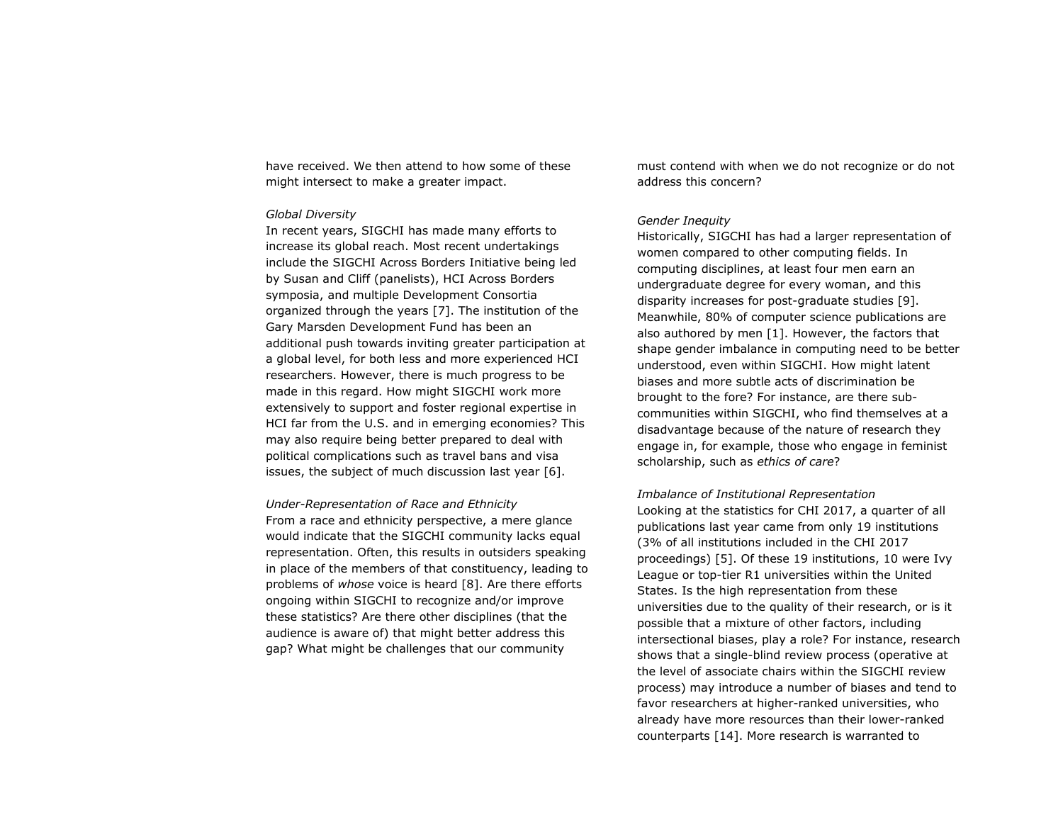have received. We then attend to how some of these might intersect to make a greater impact.

*Global Diversity*

In recent years, SIGCHI has made many efforts to increase its global reach. Most recent undertakings include the SIGCHI Across Borders Initiative being led by Susan and Cliff (panelists), HCI Across Borders symposia, and multiple Development Consortia organized through the years [7]. The institution of the Gary Marsden Development Fund has been an additional push towards inviting greater participation at a global level, for both less and more experienced HCI researchers. However, there is much progress to be made in this regard. How might SIGCHI work more extensively to support and foster regional expertise in HCI far from the U.S. and in emerging economies? This may also require being better prepared to deal with political complications such as travel bans and visa issues, the subject of much discussion last year [6].

*Under-Representation of Race and Ethnicity*

From a race and ethnicity perspective, a mere glance would indicate that the SIGCHI community lacks equal representation. Often, this results in outsiders speaking in place of the members of that constituency, leading to problems of *whose* voice is heard [8]. Are there efforts ongoing within SIGCHI to recognize and/or improve these statistics? Are there other disciplines (that the audience is aware of) that might better address this gap? What might be challenges that our community must contend with when we do not recognize or do not address this concern?

*Gender Inequity*

Historically, SIGCHI has had a larger representation of women compared to other computing fields. In computing disciplines, at least four men earn an undergraduate degree for every woman, and this disparity increases for post-graduate studies [9]. Meanwhile, 80% of computer science publications are also authored by men [1]. However, the factors that shape gender imbalance in computing need to be better understood, even within SIGCHI. How might latent biases and more subtle acts of discrimination be brought to the fore? For instance, are there sub-communities within SIGCHI, who find themselves at a disadvantage because of the nature of research they engage in, for example, those who engage in feminist scholarship, such as *ethics of care*?

*Imbalance of Institutional Representation*

Looking at the statistics for CHI 2017, a quarter of all publications last year came from only 19 institutions (3% of all institutions included in the CHI 2017 proceedings) [5]. Of these 19 institutions, 10 were Ivy League or top-tier R1 universities within the United States. Is the high representation from these universities due to the quality of their research, or is it possible that a mixture of other factors, including intersectional biases, play a role? For instance, research shows that a single-blind review process (operative at the level of associate chairs within the SIGCHI review process) may introduce a number of biases and tend to favor researchers at higher-ranked universities, who already have more resources than their lower-ranked counterparts [14]. More research is warranted to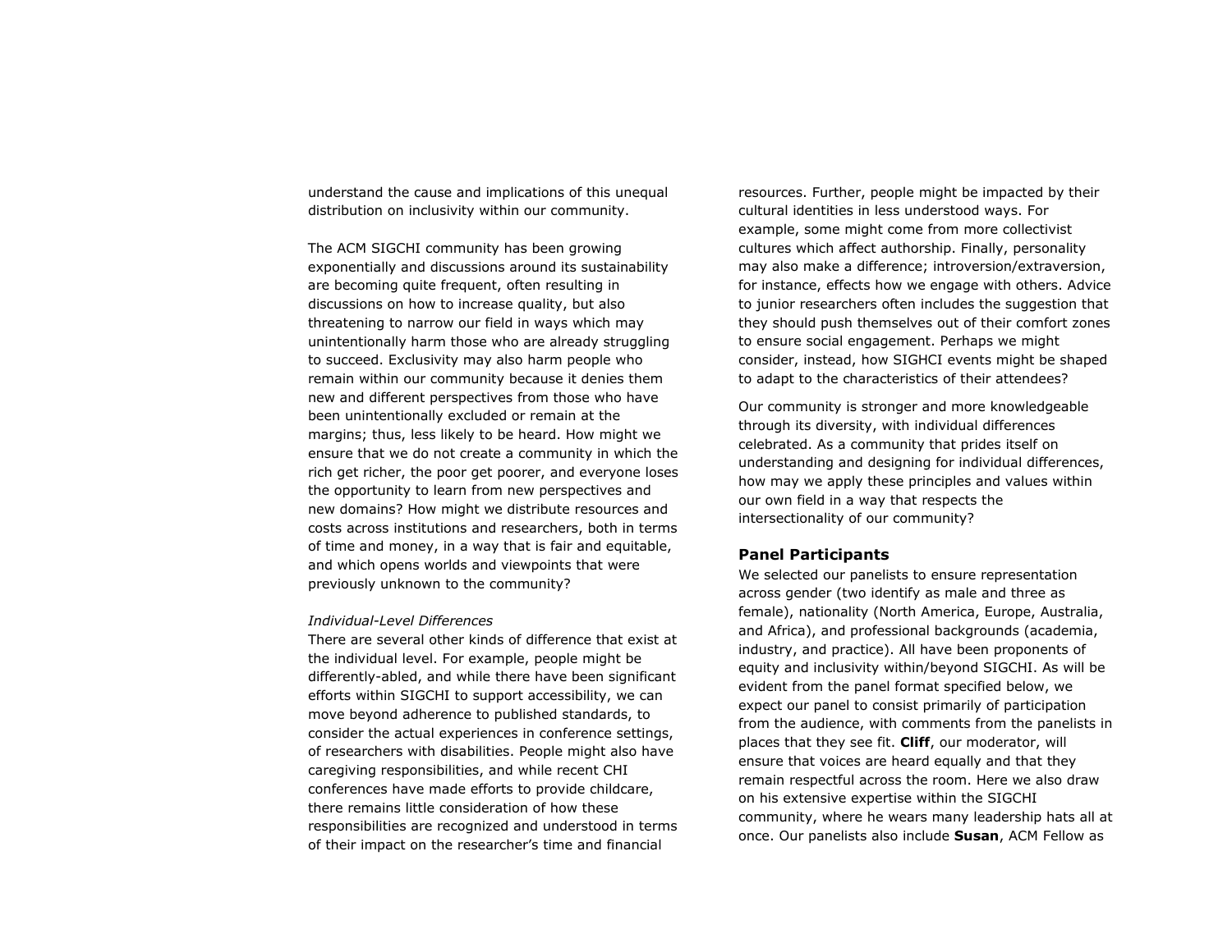understand the cause and implications of this unequal distribution on inclusivity within our community.

The ACM SIGCHI community has been growing exponentially and discussions around its sustainability are becoming quite frequent, often resulting in discussions on how to increase quality, but also threatening to narrow our field in ways which may unintentionally harm those who are already struggling to succeed. Exclusivity may also harm people who remain within our community because it denies them new and different perspectives from those who have been unintentionally excluded or remain at the margins; thus, less likely to be heard. How might we ensure that we do not create a community in which the rich get richer, the poor get poorer, and everyone loses the opportunity to learn from new perspectives and new domains? How might we distribute resources and costs across institutions and researchers, both in terms of time and money, in a way that is fair and equitable, and which opens worlds and viewpoints that were previously unknown to the community?

*Individual-Level Differences*

There are several other kinds of difference that exist at the individual level. For example, people might be differently-abled, and while there have been significant efforts within SIGCHI to support accessibility, we can move beyond adherence to published standards, to consider the actual experiences in conference settings, of researchers with disabilities. People might also have caregiving responsibilities, and while recent CHI conferences have made efforts to provide childcare, there remains little consideration of how these responsibilities are recognized and understood in terms of their impact on the researcher's time and financial resources. Further, people might be impacted by their cultural identities in less understood ways. For example, some might come from more collectivist cultures which affect authorship. Finally, personality may also make a difference; introversion/extraversion, for instance, effects how we engage with others. Advice to junior researchers often includes the suggestion that they should push themselves out of their comfort zones to ensure social engagement. Perhaps we might consider, instead, how SIGHCI events might be shaped to adapt to the characteristics of their attendees?

Our community is stronger and more knowledgeable through its diversity, with individual differences celebrated. As a community that prides itself on understanding and designing for individual differences, how may we apply these principles and values within our own field in a way that respects the intersectionality of our community?

## Panel Participants

We selected our panelists to ensure representation across gender (two identify as male and three as female), nationality (North America, Europe, Australia, and Africa), and professional backgrounds (academia, industry, and practice). All have been proponents of equity and inclusivity within/beyond SIGCHI. As will be evident from the panel format specified below, we expect our panel to consist primarily of participation from the audience, with comments from the panelists in places that they see fit. **Cliff**, our moderator, will ensure that voices are heard equally and that they remain respectful across the room. Here we also draw on his extensive expertise within the SIGCHI community, where he wears many leadership hats all at once. Our panelists also include **Susan**, ACM Fellow as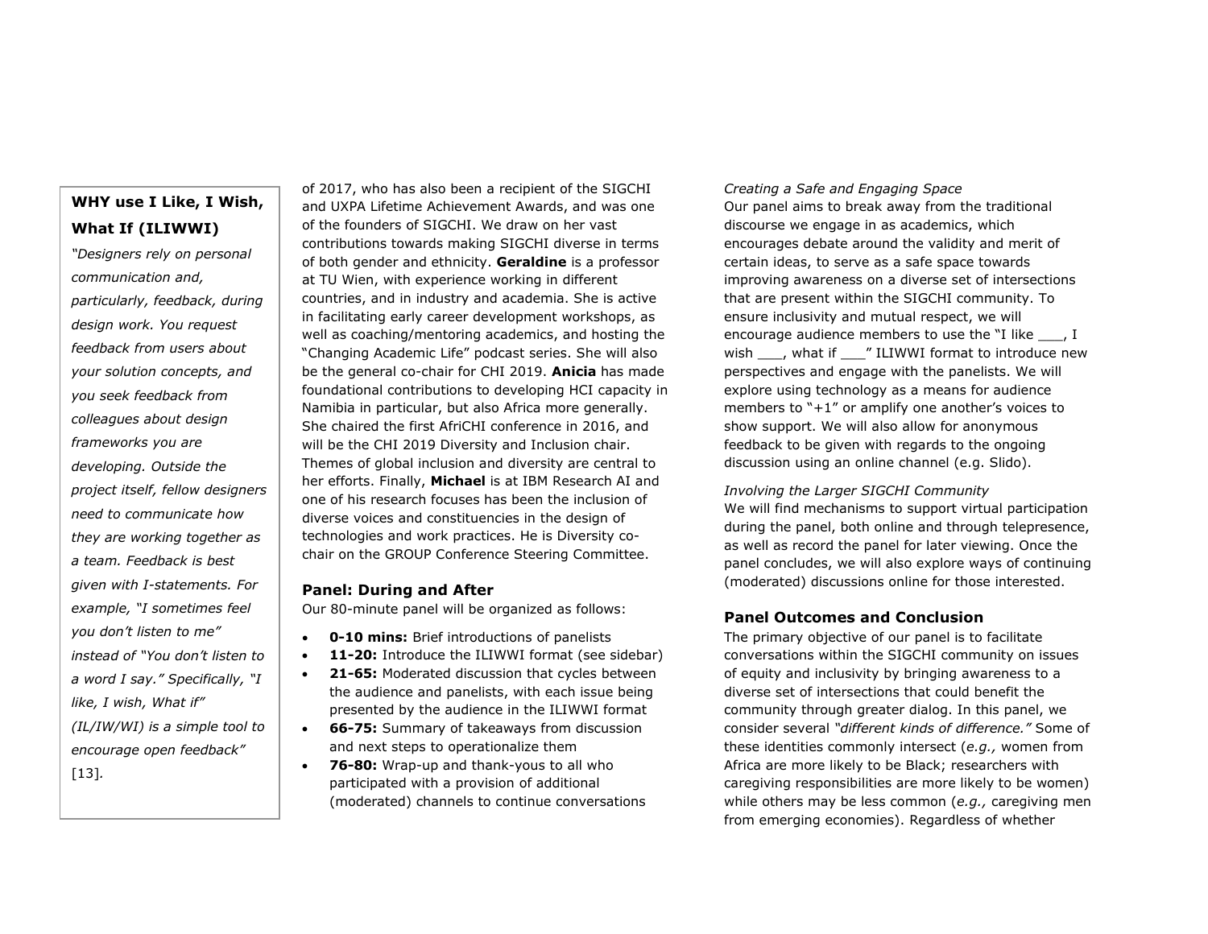**WHY use I Like, I Wish, What If (ILIWWI)**

*"Designers rely on personal communication and, particularly, feedback, during design work. You request feedback from users about your solution concepts, and you seek feedback from colleagues about design frameworks you are developing. Outside the project itself, fellow designers need to communicate how they are working together as a team. Feedback is best given with I-statements. For example, "I sometimes feel you don't listen to me" instead of "You don't listen to a word I say." Specifically, "I like, I wish, What if" (IL/IW/WI) is a simple tool to encourage open feedback"* [13].

of 2017, who has also been a recipient of the SIGCHI and UXPA Lifetime Achievement Awards, and was one of the founders of SIGCHI. We draw on her vast contributions towards making SIGCHI diverse in terms of both gender and ethnicity. **Geraldine** is a professor at TU Wien, with experience working in different countries, and in industry and academia. She is active in facilitating early career development workshops, as well as coaching/mentoring academics, and hosting the "Changing Academic Life" podcast series. She will also be the general co-chair for CHI 2019. **Anicia** has made foundational contributions to developing HCI capacity in Namibia in particular, but also Africa more generally. She chaired the first AfriCHI conference in 2016, and will be the CHI 2019 Diversity and Inclusion chair. Themes of global inclusion and diversity are central to her efforts. Finally, **Michael** is at IBM Research AI and one of his research focuses has been the inclusion of diverse voices and constituencies in the design of technologies and work practices. He is Diversity co-chair on the GROUP Conference Steering Committee.

## Panel: During and After

Our 80-minute panel will be organized as follows:

- **0-10 mins:** Brief introductions of panelists
- **11-20:** Introduce the ILIWWI format (see sidebar)
- **21-65:** Moderated discussion that cycles between the audience and panelists, with each issue being presented by the audience in the ILIWWI format
- **66-75:** Summary of takeaways from discussion and next steps to operationalize them
- **76-80:** Wrap-up and thank-yous to all who participated with a provision of additional (moderated) channels to continue conversations

*Creating a Safe and Engaging Space*

Our panel aims to break away from the traditional discourse we engage in as academics, which encourages debate around the validity and merit of certain ideas, to serve as a safe space towards improving awareness on a diverse set of intersections that are present within the SIGCHI community. To ensure inclusivity and mutual respect, we will encourage audience members to use the "I like ___, I wish ___, what if ___" ILIWWI format to introduce new perspectives and engage with the panelists. We will explore using technology as a means for audience members to "+1" or amplify one another's voices to show support. We will also allow for anonymous feedback to be given with regards to the ongoing discussion using an online channel (e.g. Slido).

*Involving the Larger SIGCHI Community*

We will find mechanisms to support virtual participation during the panel, both online and through telepresence, as well as record the panel for later viewing. Once the panel concludes, we will also explore ways of continuing (moderated) discussions online for those interested.

## Panel Outcomes and Conclusion

The primary objective of our panel is to facilitate conversations within the SIGCHI community on issues of equity and inclusivity by bringing awareness to a diverse set of intersections that could benefit the community through greater dialog. In this panel, we consider several *"different kinds of difference."* Some of these identities commonly intersect (*e.g.,* women from Africa are more likely to be Black; researchers with caregiving responsibilities are more likely to be women) while others may be less common (*e.g.,* caregiving men from emerging economies). Regardless of whether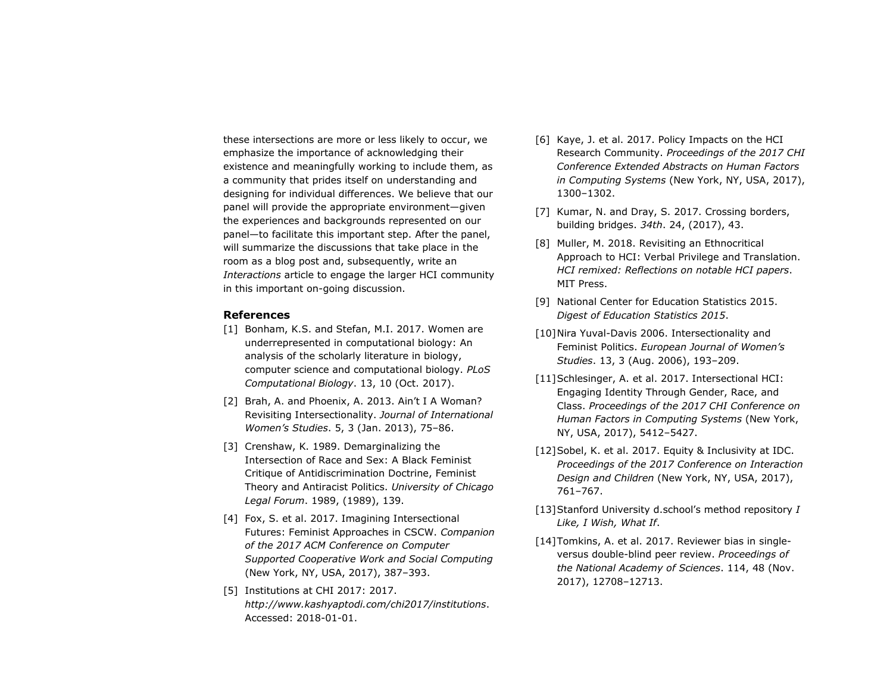these intersections are more or less likely to occur, we emphasize the importance of acknowledging their existence and meaningfully working to include them, as a community that prides itself on understanding and designing for individual differences. We believe that our panel will provide the appropriate environment—given the experiences and backgrounds represented on our panel—to facilitate this important step. After the panel, will summarize the discussions that take place in the room as a blog post and, subsequently, write an *Interactions* article to engage the larger HCI community in this important on-going discussion.

## References

[1] Bonham, K.S. and Stefan, M.I. 2017. Women are underrepresented in computational biology: An analysis of the scholarly literature in biology, computer science and computational biology. *PLoS Computational Biology*. 13, 10 (Oct. 2017).

[2] Brah, A. and Phoenix, A. 2013. Ain't I A Woman? Revisiting Intersectionality. *Journal of International Women's Studies*. 5, 3 (Jan. 2013), 75–86.

[3] Crenshaw, K. 1989. Demarginalizing the Intersection of Race and Sex: A Black Feminist Critique of Antidiscrimination Doctrine, Feminist Theory and Antiracist Politics. *University of Chicago Legal Forum*. 1989, (1989), 139.

[4] Fox, S. et al. 2017. Imagining Intersectional Futures: Feminist Approaches in CSCW. *Companion of the 2017 ACM Conference on Computer Supported Cooperative Work and Social Computing* (New York, NY, USA, 2017), 387–393.

[5] Institutions at CHI 2017: 2017. *http://www.kashyaptodi.com/chi2017/institutions*. Accessed: 2018-01-01.

[6] Kaye, J. et al. 2017. Policy Impacts on the HCI Research Community. *Proceedings of the 2017 CHI Conference Extended Abstracts on Human Factors in Computing Systems* (New York, NY, USA, 2017), 1300–1302.

[7] Kumar, N. and Dray, S. 2017. Crossing borders, building bridges. *34th*. 24, (2017), 43.

[8] Muller, M. 2018. Revisiting an Ethnocritical Approach to HCI: Verbal Privilege and Translation. *HCI remixed: Reflections on notable HCI papers*. MIT Press.

[9] National Center for Education Statistics 2015. *Digest of Education Statistics 2015*.

[10] Nira Yuval-Davis 2006. Intersectionality and Feminist Politics. *European Journal of Women's Studies*. 13, 3 (Aug. 2006), 193–209.

[11] Schlesinger, A. et al. 2017. Intersectional HCI: Engaging Identity Through Gender, Race, and Class. *Proceedings of the 2017 CHI Conference on Human Factors in Computing Systems* (New York, NY, USA, 2017), 5412–5427.

[12] Sobel, K. et al. 2017. Equity & Inclusivity at IDC. *Proceedings of the 2017 Conference on Interaction Design and Children* (New York, NY, USA, 2017), 761–767.

[13] Stanford University d.school's method repository *I Like, I Wish, What If*.

[14] Tomkins, A. et al. 2017. Reviewer bias in single- versus double-blind peer review. *Proceedings of the National Academy of Sciences*. 114, 48 (Nov. 2017), 12708–12713.